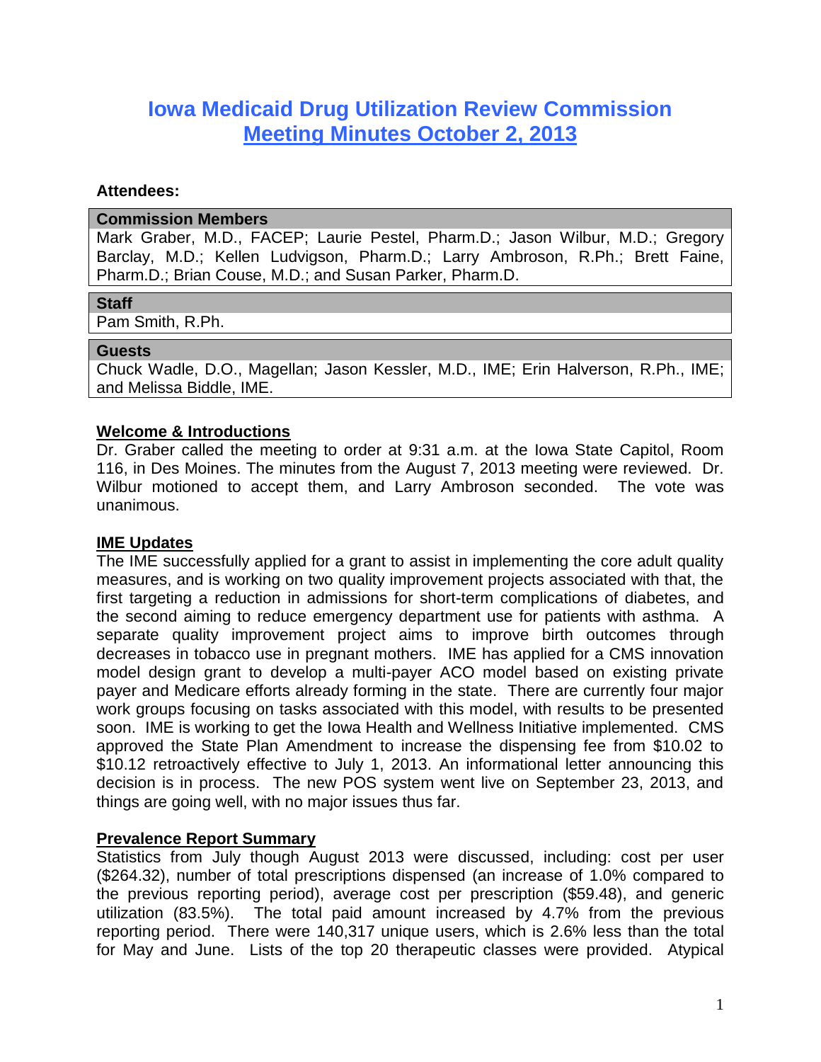# Iowa Medicaid Drug Utilization Review Commission
## Meeting Minutes October 2, 2013

**Attendees:**

| Commission Members |
|---|
| Mark Graber, M.D., FACEP; Laurie Pestel, Pharm.D.; Jason Wilbur, M.D.; Gregory Barclay, M.D.; Kellen Ludvigson, Pharm.D.; Larry Ambroson, R.Ph.; Brett Faine, Pharm.D.; Brian Couse, M.D.; and Susan Parker, Pharm.D. |

| Staff |
|---|
| Pam Smith, R.Ph. |

| Guests |
|---|
| Chuck Wadle, D.O., Magellan; Jason Kessler, M.D., IME; Erin Halverson, R.Ph., IME; and Melissa Biddle, IME. |

**Welcome & Introductions**

Dr. Graber called the meeting to order at 9:31 a.m. at the Iowa State Capitol, Room 116, in Des Moines. The minutes from the August 7, 2013 meeting were reviewed. Dr. Wilbur motioned to accept them, and Larry Ambroson seconded. The vote was unanimous.

**IME Updates**

The IME successfully applied for a grant to assist in implementing the core adult quality measures, and is working on two quality improvement projects associated with that, the first targeting a reduction in admissions for short-term complications of diabetes, and the second aiming to reduce emergency department use for patients with asthma. A separate quality improvement project aims to improve birth outcomes through decreases in tobacco use in pregnant mothers. IME has applied for a CMS innovation model design grant to develop a multi-payer ACO model based on existing private payer and Medicare efforts already forming in the state. There are currently four major work groups focusing on tasks associated with this model, with results to be presented soon. IME is working to get the Iowa Health and Wellness Initiative implemented. CMS approved the State Plan Amendment to increase the dispensing fee from $10.02 to $10.12 retroactively effective to July 1, 2013. An informational letter announcing this decision is in process. The new POS system went live on September 23, 2013, and things are going well, with no major issues thus far.

**Prevalence Report Summary**

Statistics from July though August 2013 were discussed, including: cost per user ($264.32), number of total prescriptions dispensed (an increase of 1.0% compared to the previous reporting period), average cost per prescription ($59.48), and generic utilization (83.5%). The total paid amount increased by 4.7% from the previous reporting period. There were 140,317 unique users, which is 2.6% less than the total for May and June. Lists of the top 20 therapeutic classes were provided. Atypical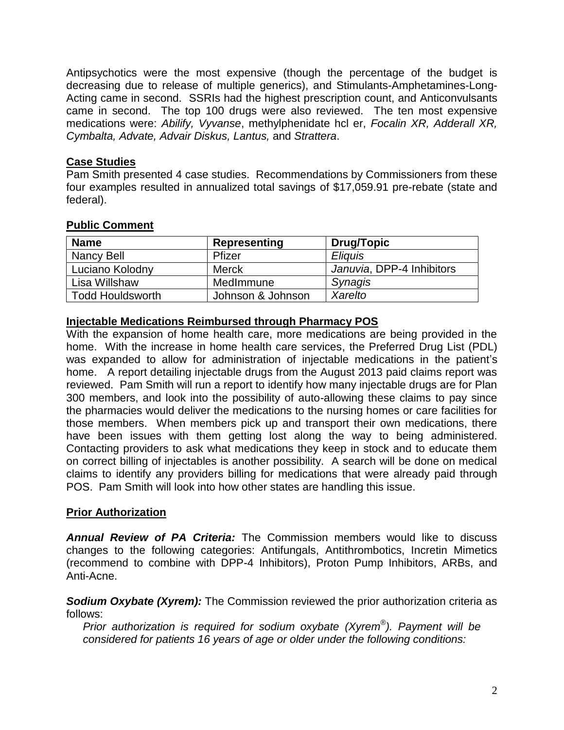Antipsychotics were the most expensive (though the percentage of the budget is decreasing due to release of multiple generics), and Stimulants-Amphetamines-Long-Acting came in second. SSRIs had the highest prescription count, and Anticonvulsants came in second. The top 100 drugs were also reviewed. The ten most expensive medications were: *Abilify, Vyvanse*, methylphenidate hcl er, *Focalin XR, Adderall XR, Cymbalta, Advate, Advair Diskus, Lantus,* and *Strattera*.

## Case Studies

Pam Smith presented 4 case studies. Recommendations by Commissioners from these four examples resulted in annualized total savings of $17,059.91 pre-rebate (state and federal).

## Public Comment

| Name | Representing | Drug/Topic |
|---|---|---|
| Nancy Bell | Pfizer | *Eliquis* |
| Luciano Kolodny | Merck | *Januvia*, DPP-4 Inhibitors |
| Lisa Willshaw | MedImmune | *Synagis* |
| Todd Houldsworth | Johnson & Johnson | *Xarelto* |

## Injectable Medications Reimbursed through Pharmacy POS

With the expansion of home health care, more medications are being provided in the home. With the increase in home health care services, the Preferred Drug List (PDL) was expanded to allow for administration of injectable medications in the patient's home. A report detailing injectable drugs from the August 2013 paid claims report was reviewed. Pam Smith will run a report to identify how many injectable drugs are for Plan 300 members, and look into the possibility of auto-allowing these claims to pay since the pharmacies would deliver the medications to the nursing homes or care facilities for those members. When members pick up and transport their own medications, there have been issues with them getting lost along the way to being administered. Contacting providers to ask what medications they keep in stock and to educate them on correct billing of injectables is another possibility. A search will be done on medical claims to identify any providers billing for medications that were already paid through POS. Pam Smith will look into how other states are handling this issue.

## Prior Authorization

***Annual Review of PA Criteria:*** The Commission members would like to discuss changes to the following categories: Antifungals, Antithrombotics, Incretin Mimetics (recommend to combine with DPP-4 Inhibitors), Proton Pump Inhibitors, ARBs, and Anti-Acne.

***Sodium Oxybate (Xyrem):*** The Commission reviewed the prior authorization criteria as follows:

*Prior authorization is required for sodium oxybate (Xyrem®). Payment will be considered for patients 16 years of age or older under the following conditions:*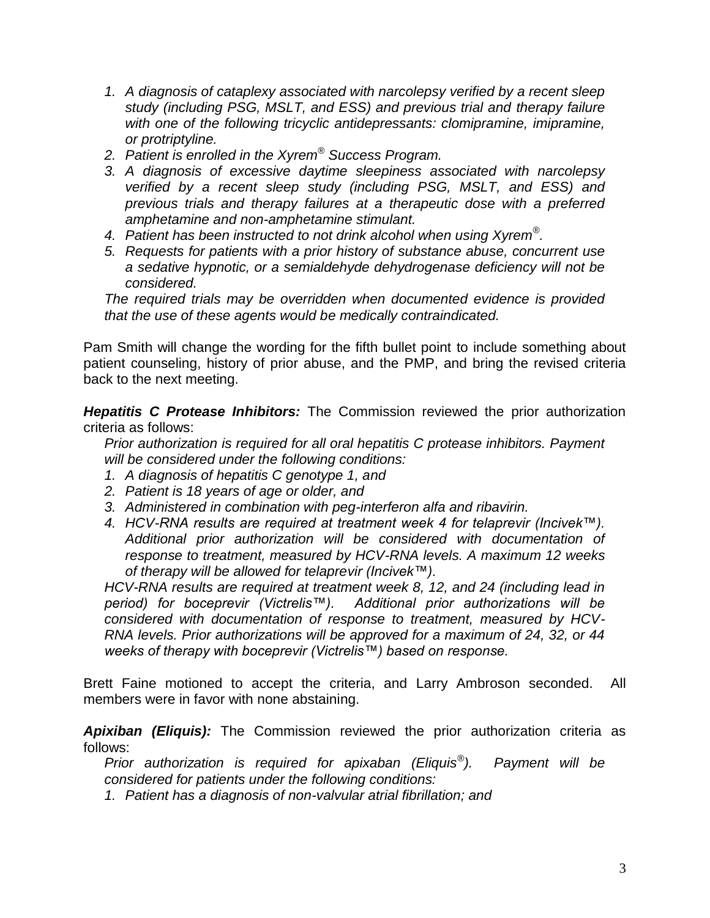1. *A diagnosis of cataplexy associated with narcolepsy verified by a recent sleep study (including PSG, MSLT, and ESS) and previous trial and therapy failure with one of the following tricyclic antidepressants: clomipramine, imipramine, or protriptyline.*
2. *Patient is enrolled in the Xyrem® Success Program.*
3. *A diagnosis of excessive daytime sleepiness associated with narcolepsy verified by a recent sleep study (including PSG, MSLT, and ESS) and previous trials and therapy failures at a therapeutic dose with a preferred amphetamine and non-amphetamine stimulant.*
4. *Patient has been instructed to not drink alcohol when using Xyrem®.*
5. *Requests for patients with a prior history of substance abuse, concurrent use a sedative hypnotic, or a semialdehyde dehydrogenase deficiency will not be considered.*

*The required trials may be overridden when documented evidence is provided that the use of these agents would be medically contraindicated.*

Pam Smith will change the wording for the fifth bullet point to include something about patient counseling, history of prior abuse, and the PMP, and bring the revised criteria back to the next meeting.

***Hepatitis C Protease Inhibitors:*** The Commission reviewed the prior authorization criteria as follows:

*Prior authorization is required for all oral hepatitis C protease inhibitors. Payment will be considered under the following conditions:*

1. *A diagnosis of hepatitis C genotype 1, and*
2. *Patient is 18 years of age or older, and*
3. *Administered in combination with peg-interferon alfa and ribavirin.*
4. *HCV-RNA results are required at treatment week 4 for telaprevir (Incivek™). Additional prior authorization will be considered with documentation of response to treatment, measured by HCV-RNA levels. A maximum 12 weeks of therapy will be allowed for telaprevir (Incivek™).*

*HCV-RNA results are required at treatment week 8, 12, and 24 (including lead in period) for boceprevir (Victrelis™). Additional prior authorizations will be considered with documentation of response to treatment, measured by HCV-RNA levels. Prior authorizations will be approved for a maximum of 24, 32, or 44 weeks of therapy with boceprevir (Victrelis™) based on response.*

Brett Faine motioned to accept the criteria, and Larry Ambroson seconded. All members were in favor with none abstaining.

***Apixiban (Eliquis):*** The Commission reviewed the prior authorization criteria as follows:

*Prior authorization is required for apixaban (Eliquis®). Payment will be considered for patients under the following conditions:*

1. *Patient has a diagnosis of non-valvular atrial fibrillation; and*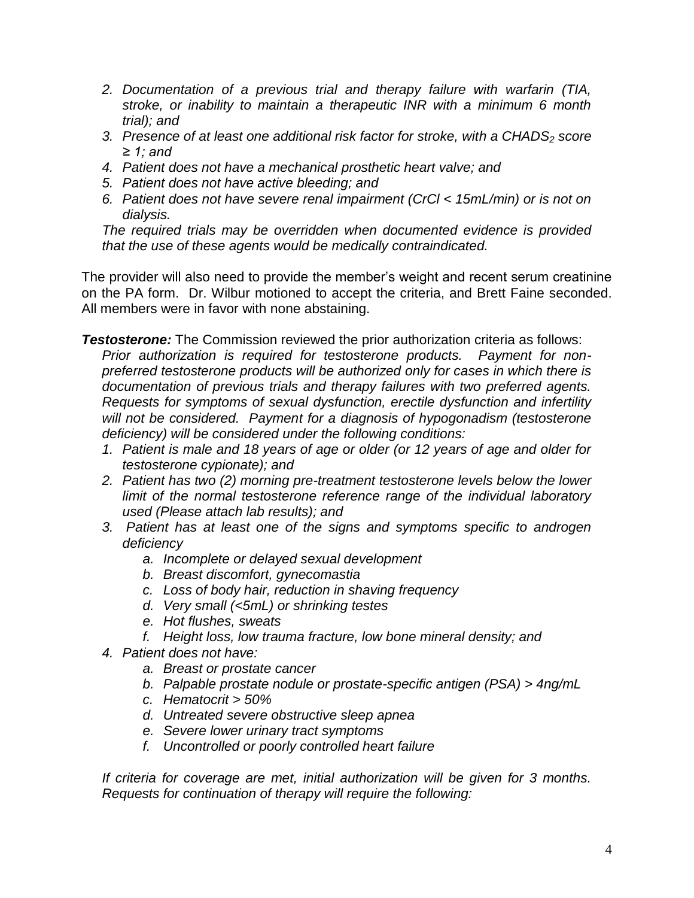2. *Documentation of a previous trial and therapy failure with warfarin (TIA, stroke, or inability to maintain a therapeutic INR with a minimum 6 month trial); and*
3. *Presence of at least one additional risk factor for stroke, with a $CHADS_2$ score ≥ 1; and*
4. *Patient does not have a mechanical prosthetic heart valve; and*
5. *Patient does not have active bleeding; and*
6. *Patient does not have severe renal impairment (CrCl < 15mL/min) or is not on dialysis.*

*The required trials may be overridden when documented evidence is provided that the use of these agents would be medically contraindicated.*

The provider will also need to provide the member's weight and recent serum creatinine on the PA form. Dr. Wilbur motioned to accept the criteria, and Brett Faine seconded. All members were in favor with none abstaining.

***Testosterone:*** The Commission reviewed the prior authorization criteria as follows:

*Prior authorization is required for testosterone products. Payment for non-preferred testosterone products will be authorized only for cases in which there is documentation of previous trials and therapy failures with two preferred agents. Requests for symptoms of sexual dysfunction, erectile dysfunction and infertility will not be considered. Payment for a diagnosis of hypogonadism (testosterone deficiency) will be considered under the following conditions:*

1. *Patient is male and 18 years of age or older (or 12 years of age and older for testosterone cypionate); and*
2. *Patient has two (2) morning pre-treatment testosterone levels below the lower limit of the normal testosterone reference range of the individual laboratory used (Please attach lab results); and*
3. *Patient has at least one of the signs and symptoms specific to androgen deficiency*
    a. *Incomplete or delayed sexual development*
    b. *Breast discomfort, gynecomastia*
    c. *Loss of body hair, reduction in shaving frequency*
    d. *Very small (<5mL) or shrinking testes*
    e. *Hot flushes, sweats*
    f. *Height loss, low trauma fracture, low bone mineral density; and*
4. *Patient does not have:*
    a. *Breast or prostate cancer*
    b. *Palpable prostate nodule or prostate-specific antigen (PSA) > 4ng/mL*
    c. *Hematocrit > 50%*
    d. *Untreated severe obstructive sleep apnea*
    e. *Severe lower urinary tract symptoms*
    f. *Uncontrolled or poorly controlled heart failure*

*If criteria for coverage are met, initial authorization will be given for 3 months. Requests for continuation of therapy will require the following:*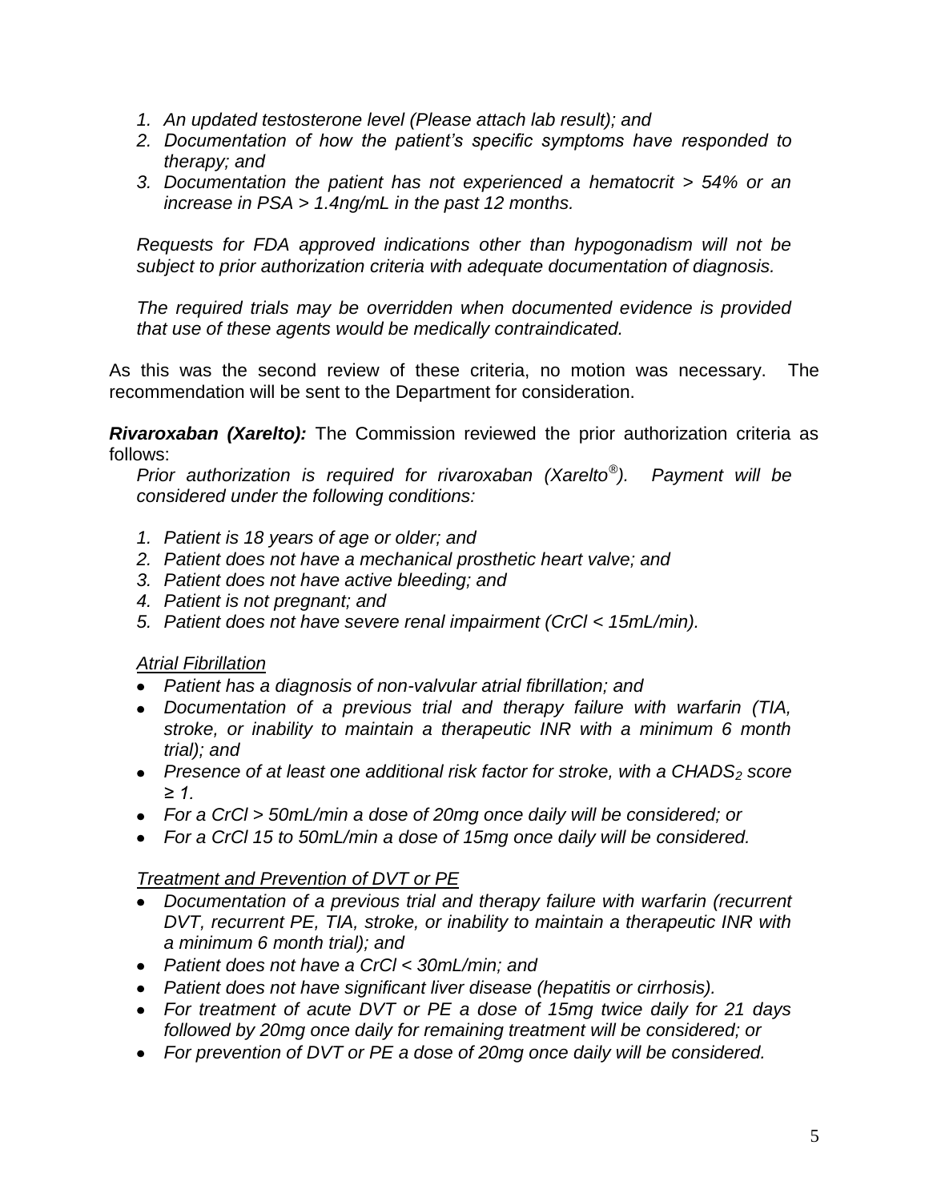1. *An updated testosterone level (Please attach lab result); and*
2. *Documentation of how the patient's specific symptoms have responded to therapy; and*
3. *Documentation the patient has not experienced a hematocrit > 54% or an increase in PSA > 1.4ng/mL in the past 12 months.*

*Requests for FDA approved indications other than hypogonadism will not be subject to prior authorization criteria with adequate documentation of diagnosis.*

*The required trials may be overridden when documented evidence is provided that use of these agents would be medically contraindicated.*

As this was the second review of these criteria, no motion was necessary. The recommendation will be sent to the Department for consideration.

***Rivaroxaban (Xarelto):*** The Commission reviewed the prior authorization criteria as follows:

*Prior authorization is required for rivaroxaban (Xarelto®). Payment will be considered under the following conditions:*

1. *Patient is 18 years of age or older; and*
2. *Patient does not have a mechanical prosthetic heart valve; and*
3. *Patient does not have active bleeding; and*
4. *Patient is not pregnant; and*
5. *Patient does not have severe renal impairment (CrCl < 15mL/min).*

*Atrial Fibrillation*

- *Patient has a diagnosis of non-valvular atrial fibrillation; and*
- *Documentation of a previous trial and therapy failure with warfarin (TIA, stroke, or inability to maintain a therapeutic INR with a minimum 6 month trial); and*
- *Presence of at least one additional risk factor for stroke, with a $CHADS_2$ score ≥ 1.*
- *For a CrCl > 50mL/min a dose of 20mg once daily will be considered; or*
- *For a CrCl 15 to 50mL/min a dose of 15mg once daily will be considered.*

*Treatment and Prevention of DVT or PE*

- *Documentation of a previous trial and therapy failure with warfarin (recurrent DVT, recurrent PE, TIA, stroke, or inability to maintain a therapeutic INR with a minimum 6 month trial); and*
- *Patient does not have a CrCl < 30mL/min; and*
- *Patient does not have significant liver disease (hepatitis or cirrhosis).*
- *For treatment of acute DVT or PE a dose of 15mg twice daily for 21 days followed by 20mg once daily for remaining treatment will be considered; or*
- *For prevention of DVT or PE a dose of 20mg once daily will be considered.*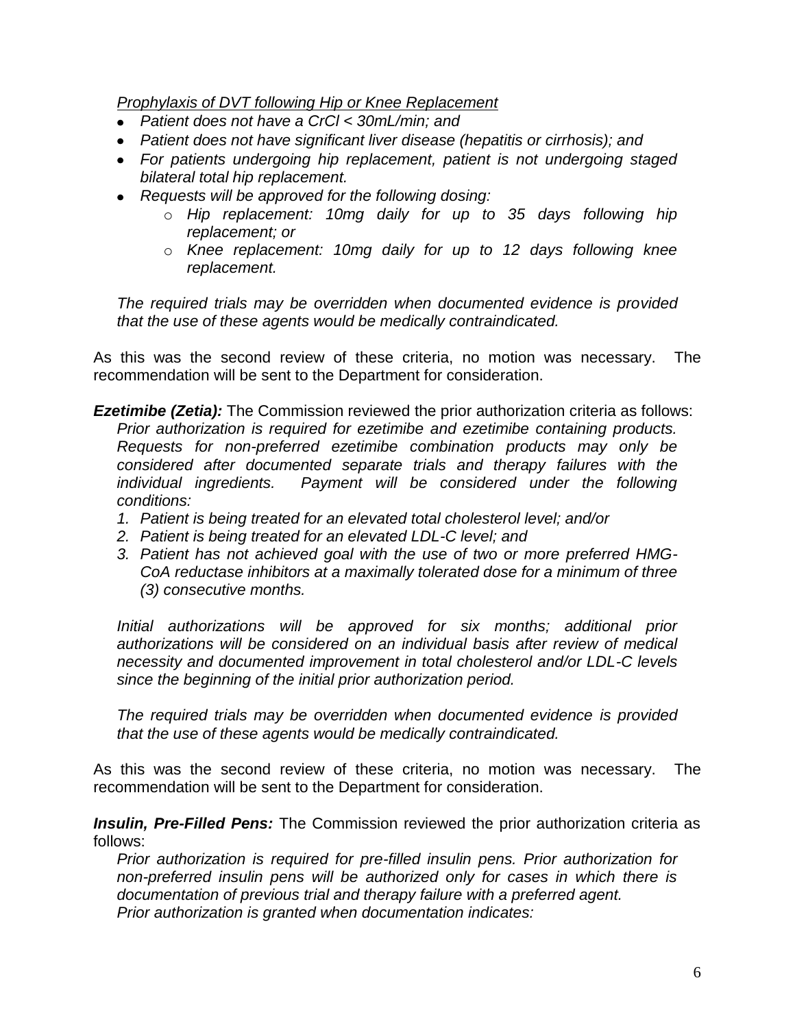*<u>Prophylaxis of DVT following Hip or Knee Replacement</u>*

- *Patient does not have a CrCl < 30mL/min; and*
- *Patient does not have significant liver disease (hepatitis or cirrhosis); and*
- *For patients undergoing hip replacement, patient is not undergoing staged bilateral total hip replacement.*
- *Requests will be approved for the following dosing:*
  - *Hip replacement: 10mg daily for up to 35 days following hip replacement; or*
  - *Knee replacement: 10mg daily for up to 12 days following knee replacement.*

*The required trials may be overridden when documented evidence is provided that the use of these agents would be medically contraindicated.*

As this was the second review of these criteria, no motion was necessary. The recommendation will be sent to the Department for consideration.

***Ezetimibe (Zetia):*** The Commission reviewed the prior authorization criteria as follows:

*Prior authorization is required for ezetimibe and ezetimibe containing products. Requests for non-preferred ezetimibe combination products may only be considered after documented separate trials and therapy failures with the individual ingredients. Payment will be considered under the following conditions:*

1. *Patient is being treated for an elevated total cholesterol level; and/or*
2. *Patient is being treated for an elevated LDL-C level; and*
3. *Patient has not achieved goal with the use of two or more preferred HMG-CoA reductase inhibitors at a maximally tolerated dose for a minimum of three (3) consecutive months.*

*Initial authorizations will be approved for six months; additional prior authorizations will be considered on an individual basis after review of medical necessity and documented improvement in total cholesterol and/or LDL-C levels since the beginning of the initial prior authorization period.*

*The required trials may be overridden when documented evidence is provided that the use of these agents would be medically contraindicated.*

As this was the second review of these criteria, no motion was necessary. The recommendation will be sent to the Department for consideration.

***Insulin, Pre-Filled Pens:*** The Commission reviewed the prior authorization criteria as follows:

*Prior authorization is required for pre-filled insulin pens. Prior authorization for non-preferred insulin pens will be authorized only for cases in which there is documentation of previous trial and therapy failure with a preferred agent.*
*Prior authorization is granted when documentation indicates:*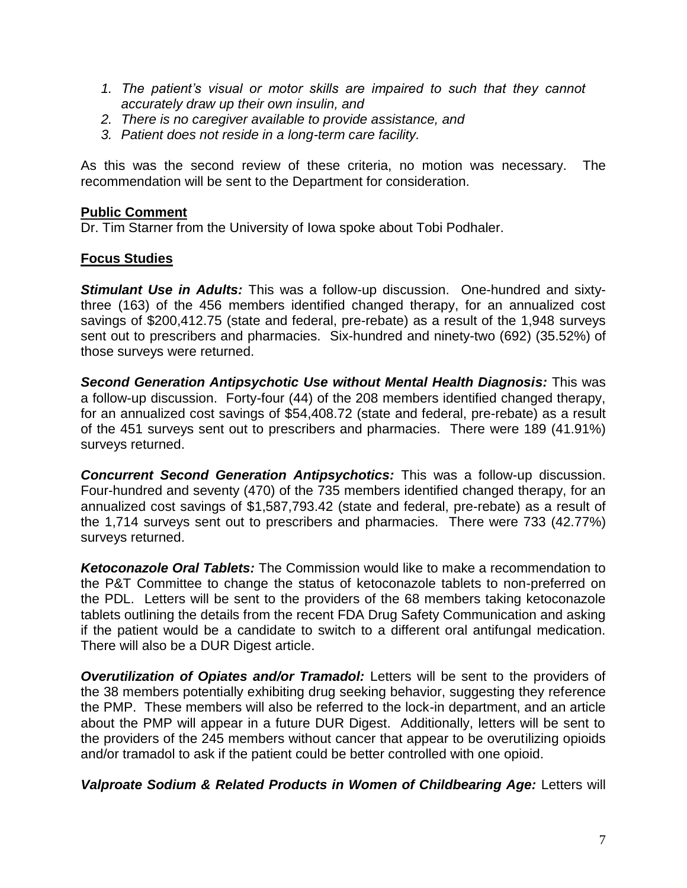1. *The patient's visual or motor skills are impaired to such that they cannot accurately draw up their own insulin, and*
2. *There is no caregiver available to provide assistance, and*
3. *Patient does not reside in a long-term care facility.*

As this was the second review of these criteria, no motion was necessary. The recommendation will be sent to the Department for consideration.

**Public Comment**

Dr. Tim Starner from the University of Iowa spoke about Tobi Podhaler.

**Focus Studies**

***Stimulant Use in Adults:*** This was a follow-up discussion. One-hundred and sixty-three (163) of the 456 members identified changed therapy, for an annualized cost savings of $200,412.75 (state and federal, pre-rebate) as a result of the 1,948 surveys sent out to prescribers and pharmacies. Six-hundred and ninety-two (692) (35.52%) of those surveys were returned.

***Second Generation Antipsychotic Use without Mental Health Diagnosis:*** This was a follow-up discussion. Forty-four (44) of the 208 members identified changed therapy, for an annualized cost savings of $54,408.72 (state and federal, pre-rebate) as a result of the 451 surveys sent out to prescribers and pharmacies. There were 189 (41.91%) surveys returned.

***Concurrent Second Generation Antipsychotics:*** This was a follow-up discussion. Four-hundred and seventy (470) of the 735 members identified changed therapy, for an annualized cost savings of $1,587,793.42 (state and federal, pre-rebate) as a result of the 1,714 surveys sent out to prescribers and pharmacies. There were 733 (42.77%) surveys returned.

***Ketoconazole Oral Tablets:*** The Commission would like to make a recommendation to the P&T Committee to change the status of ketoconazole tablets to non-preferred on the PDL. Letters will be sent to the providers of the 68 members taking ketoconazole tablets outlining the details from the recent FDA Drug Safety Communication and asking if the patient would be a candidate to switch to a different oral antifungal medication. There will also be a DUR Digest article.

***Overutilization of Opiates and/or Tramadol:*** Letters will be sent to the providers of the 38 members potentially exhibiting drug seeking behavior, suggesting they reference the PMP. These members will also be referred to the lock-in department, and an article about the PMP will appear in a future DUR Digest. Additionally, letters will be sent to the providers of the 245 members without cancer that appear to be overutilizing opioids and/or tramadol to ask if the patient could be better controlled with one opioid.

***Valproate Sodium & Related Products in Women of Childbearing Age:*** Letters will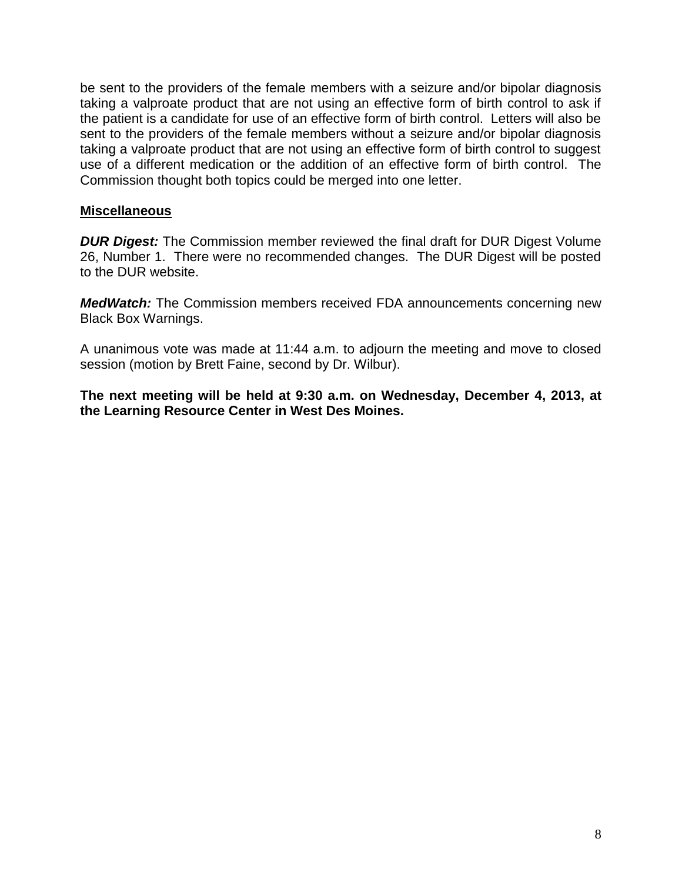be sent to the providers of the female members with a seizure and/or bipolar diagnosis taking a valproate product that are not using an effective form of birth control to ask if the patient is a candidate for use of an effective form of birth control. Letters will also be sent to the providers of the female members without a seizure and/or bipolar diagnosis taking a valproate product that are not using an effective form of birth control to suggest use of a different medication or the addition of an effective form of birth control. The Commission thought both topics could be merged into one letter.

## Miscellaneous

***DUR Digest:*** The Commission member reviewed the final draft for DUR Digest Volume 26, Number 1. There were no recommended changes. The DUR Digest will be posted to the DUR website.

***MedWatch:*** The Commission members received FDA announcements concerning new Black Box Warnings.

A unanimous vote was made at 11:44 a.m. to adjourn the meeting and move to closed session (motion by Brett Faine, second by Dr. Wilbur).

**The next meeting will be held at 9:30 a.m. on Wednesday, December 4, 2013, at the Learning Resource Center in West Des Moines.**